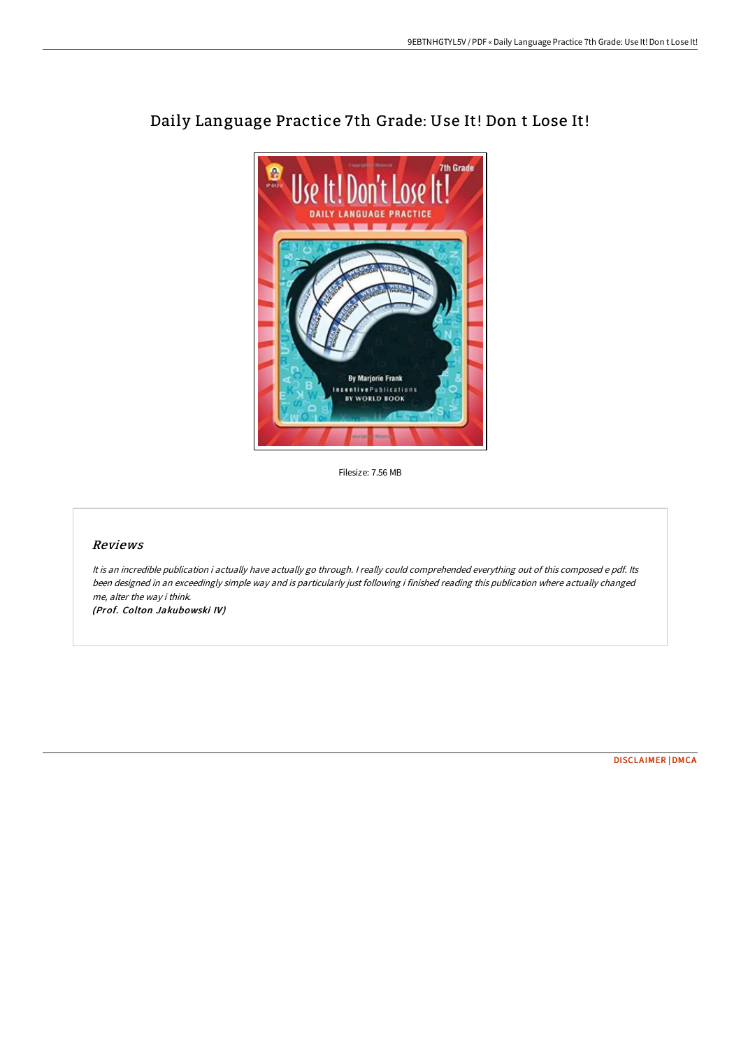# Daily Language Practice 7th Grade: Use It! Don t Lose It!

Filesize: 7.56 MB

## *Reviews*

*It is an incredible publication i actually have actually go through. I really could comprehended everything out of this composed e pdf. Its been designed in an exceedingly simple way and is particularly just following i finished reading this publication where actually changed me, alter the way i think.*

***(Prof. Colton Jakubowski IV)***

DISCLAIMER | DMCA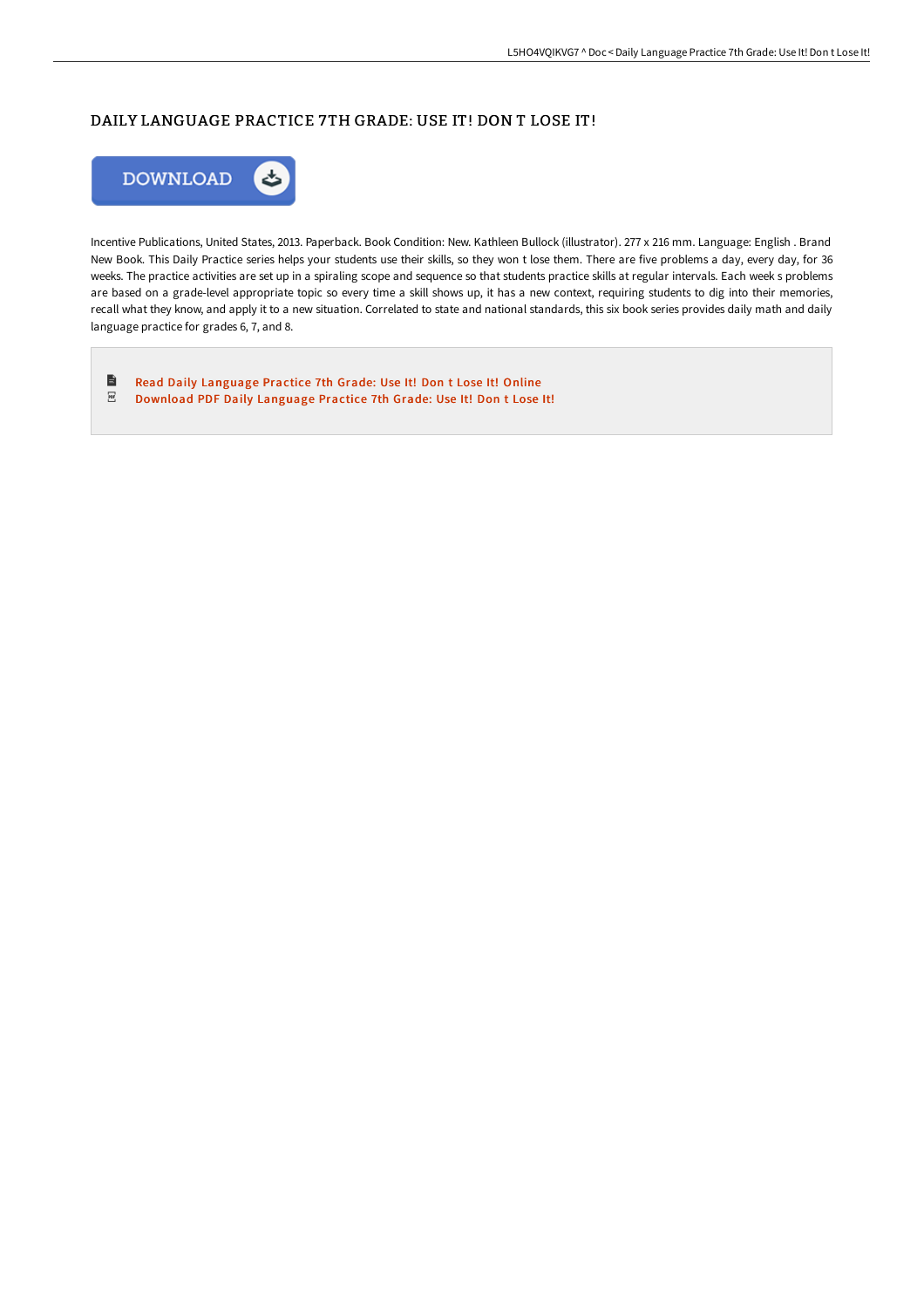# DAILY LANGUAGE PRACTICE 7TH GRADE: USE IT! DON T LOSE IT!

DOWNLOAD

Incentive Publications, United States, 2013. Paperback. Book Condition: New. Kathleen Bullock (illustrator). 277 x 216 mm. Language: English . Brand New Book. This Daily Practice series helps your students use their skills, so they won t lose them. There are five problems a day, every day, for 36 weeks. The practice activities are set up in a spiraling scope and sequence so that students practice skills at regular intervals. Each week s problems are based on a grade-level appropriate topic so every time a skill shows up, it has a new context, requiring students to dig into their memories, recall what they know, and apply it to a new situation. Correlated to state and national standards, this six book series provides daily math and daily language practice for grades 6, 7, and 8.

- Read Daily Language Practice 7th Grade: Use It! Don t Lose It! Online
- Download PDF Daily Language Practice 7th Grade: Use It! Don t Lose It!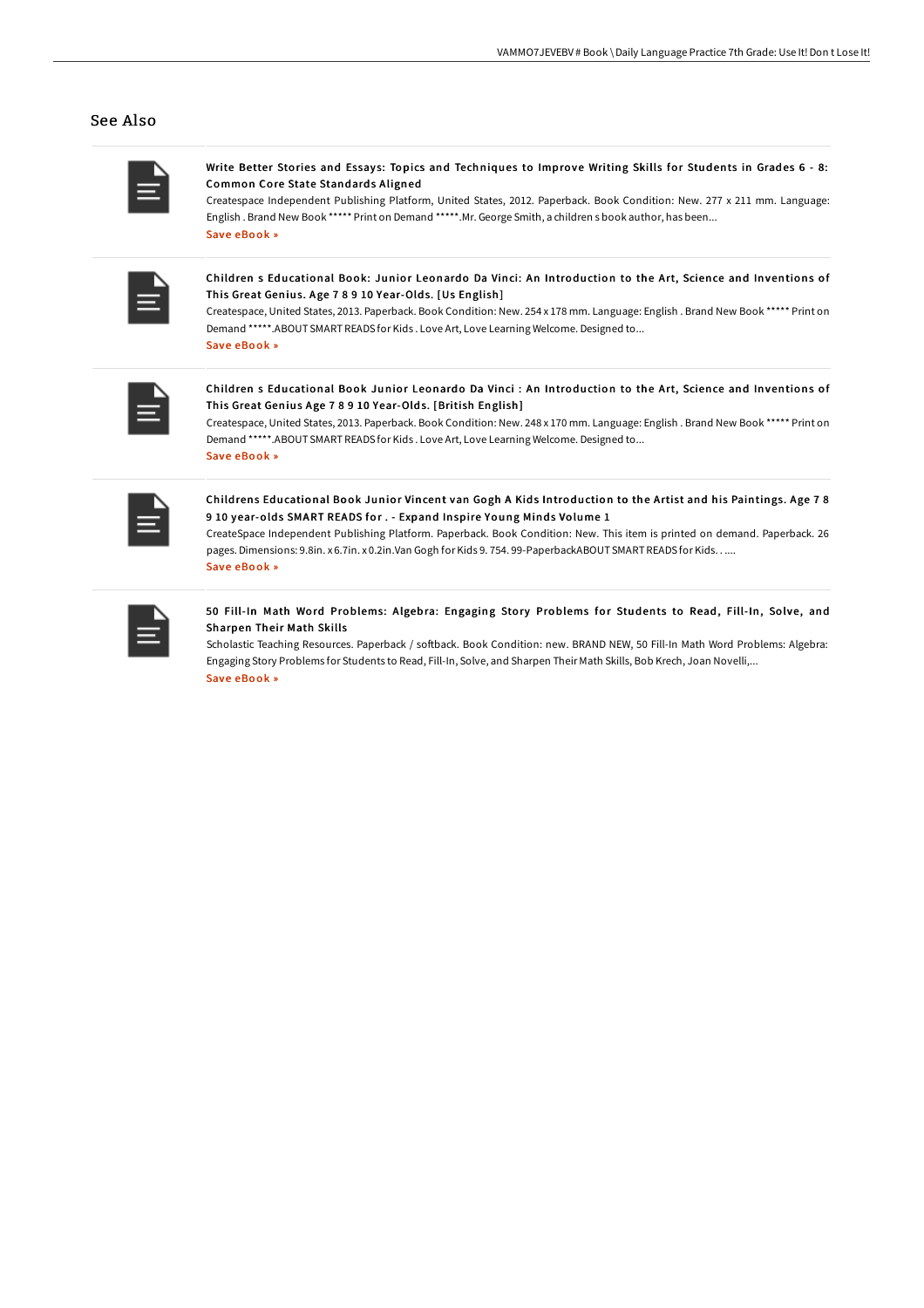## See Also

**Write Better Stories and Essays: Topics and Techniques to Improve Writing Skills for Students in Grades 6 - 8: Common Core State Standards Aligned**

Createspace Independent Publishing Platform, United States, 2012. Paperback. Book Condition: New. 277 x 211 mm. Language: English . Brand New Book ***** Print on Demand *****.Mr. George Smith, a children s book author, has been...

Save eBook »

**Children s Educational Book: Junior Leonardo Da Vinci: An Introduction to the Art, Science and Inventions of This Great Genius. Age 7 8 9 10 Year-Olds. [Us English]**

Createspace, United States, 2013. Paperback. Book Condition: New. 254 x 178 mm. Language: English . Brand New Book ***** Print on Demand *****.ABOUT SMART READS for Kids . Love Art, Love Learning Welcome. Designed to...

Save eBook »

**Children s Educational Book Junior Leonardo Da Vinci : An Introduction to the Art, Science and Inventions of This Great Genius Age 7 8 9 10 Year-Olds. [British English]**

Createspace, United States, 2013. Paperback. Book Condition: New. 248 x 170 mm. Language: English . Brand New Book ***** Print on Demand *****.ABOUT SMART READS for Kids . Love Art, Love Learning Welcome. Designed to...

Save eBook »

**Childrens Educational Book Junior Vincent van Gogh A Kids Introduction to the Artist and his Paintings. Age 7 8 9 10 year-olds SMART READS for . - Expand Inspire Young Minds Volume 1**

CreateSpace Independent Publishing Platform. Paperback. Book Condition: New. This item is printed on demand. Paperback. 26 pages. Dimensions: 9.8in. x 6.7in. x 0.2in.Van Gogh for Kids 9. 754. 99-PaperbackABOUT SMART READS for Kids. . ....

Save eBook »

**50 Fill-In Math Word Problems: Algebra: Engaging Story Problems for Students to Read, Fill-In, Solve, and Sharpen Their Math Skills**

Scholastic Teaching Resources. Paperback / softback. Book Condition: new. BRAND NEW, 50 Fill-In Math Word Problems: Algebra: Engaging Story Problems for Students to Read, Fill-In, Solve, and Sharpen Their Math Skills, Bob Krech, Joan Novelli,...

Save eBook »